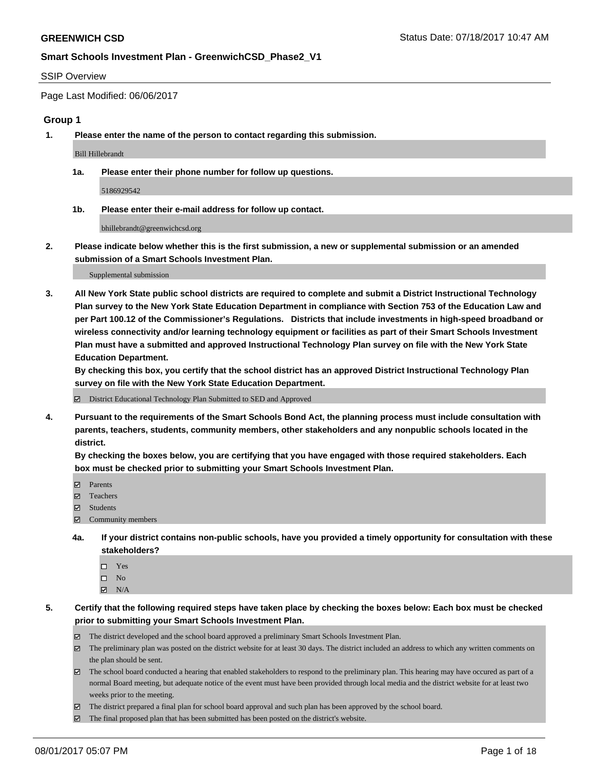## GREENWICH CSD

Status Date: 07/18/2017 10:47 AM

### Smart Schools Investment Plan - GreenwichCSD_Phase2_V1

SSIP Overview

Page Last Modified: 06/06/2017

### Group 1

**1. Please enter the name of the person to contact regarding this submission.**

Bill Hillebrandt

**1a. Please enter their phone number for follow up questions.**

5186929542

**1b. Please enter their e-mail address for follow up contact.**

bhillebrandt@greenwichcsd.org

**2. Please indicate below whether this is the first submission, a new or supplemental submission or an amended submission of a Smart Schools Investment Plan.**

Supplemental submission

**3. All New York State public school districts are required to complete and submit a District Instructional Technology Plan survey to the New York State Education Department in compliance with Section 753 of the Education Law and per Part 100.12 of the Commissioner's Regulations. Districts that include investments in high-speed broadband or wireless connectivity and/or learning technology equipment or facilities as part of their Smart Schools Investment Plan must have a submitted and approved Instructional Technology Plan survey on file with the New York State Education Department.**
**By checking this box, you certify that the school district has an approved District Instructional Technology Plan survey on file with the New York State Education Department.**

☑ District Educational Technology Plan Submitted to SED and Approved

**4. Pursuant to the requirements of the Smart Schools Bond Act, the planning process must include consultation with parents, teachers, students, community members, other stakeholders and any nonpublic schools located in the district.**
**By checking the boxes below, you are certifying that you have engaged with those required stakeholders. Each box must be checked prior to submitting your Smart Schools Investment Plan.**

- ☑ Parents
- ☑ Teachers
- ☑ Students
- ☑ Community members

**4a. If your district contains non-public schools, have you provided a timely opportunity for consultation with these stakeholders?**

- ☐ Yes
- ☐ No
- ☑ N/A

**5. Certify that the following required steps have taken place by checking the boxes below: Each box must be checked prior to submitting your Smart Schools Investment Plan.**

- ☑ The district developed and the school board approved a preliminary Smart Schools Investment Plan.
- ☑ The preliminary plan was posted on the district website for at least 30 days. The district included an address to which any written comments on the plan should be sent.
- ☑ The school board conducted a hearing that enabled stakeholders to respond to the preliminary plan. This hearing may have occured as part of a normal Board meeting, but adequate notice of the event must have been provided through local media and the district website for at least two weeks prior to the meeting.
- ☑ The district prepared a final plan for school board approval and such plan has been approved by the school board.
- ☑ The final proposed plan that has been submitted has been posted on the district's website.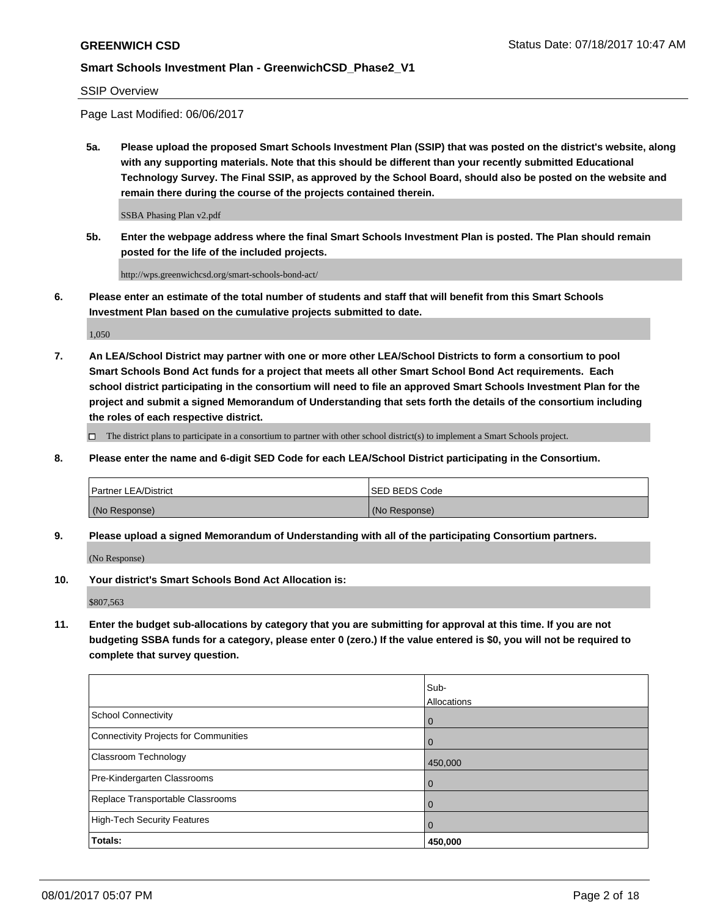**GREENWICH CSD** Status Date: 07/18/2017 10:47 AM

**Smart Schools Investment Plan - GreenwichCSD_Phase2_V1**

SSIP Overview

Page Last Modified: 06/06/2017

**5a. Please upload the proposed Smart Schools Investment Plan (SSIP) that was posted on the district's website, along with any supporting materials. Note that this should be different than your recently submitted Educational Technology Survey. The Final SSIP, as approved by the School Board, should also be posted on the website and remain there during the course of the projects contained therein.**

SSBA Phasing Plan v2.pdf

**5b. Enter the webpage address where the final Smart Schools Investment Plan is posted. The Plan should remain posted for the life of the included projects.**

http://wps.greenwichcsd.org/smart-schools-bond-act/

**6. Please enter an estimate of the total number of students and staff that will benefit from this Smart Schools Investment Plan based on the cumulative projects submitted to date.**

1,050

**7. An LEA/School District may partner with one or more other LEA/School Districts to form a consortium to pool Smart Schools Bond Act funds for a project that meets all other Smart School Bond Act requirements. Each school district participating in the consortium will need to file an approved Smart Schools Investment Plan for the project and submit a signed Memorandum of Understanding that sets forth the details of the consortium including the roles of each respective district.**

☐ The district plans to participate in a consortium to partner with other school district(s) to implement a Smart Schools project.

**8. Please enter the name and 6-digit SED Code for each LEA/School District participating in the Consortium.**

| Partner LEA/District | SED BEDS Code |
|---|---|
| (No Response) | (No Response) |

**9. Please upload a signed Memorandum of Understanding with all of the participating Consortium partners.**

(No Response)

**10. Your district's Smart Schools Bond Act Allocation is:**

$807,563

**11. Enter the budget sub-allocations by category that you are submitting for approval at this time. If you are not budgeting SSBA funds for a category, please enter 0 (zero.) If the value entered is $0, you will not be required to complete that survey question.**

| | Sub-Allocations |
|---|---|
| School Connectivity | 0 |
| Connectivity Projects for Communities | 0 |
| Classroom Technology | 450,000 |
| Pre-Kindergarten Classrooms | 0 |
| Replace Transportable Classrooms | 0 |
| High-Tech Security Features | 0 |
| **Totals:** | **450,000** |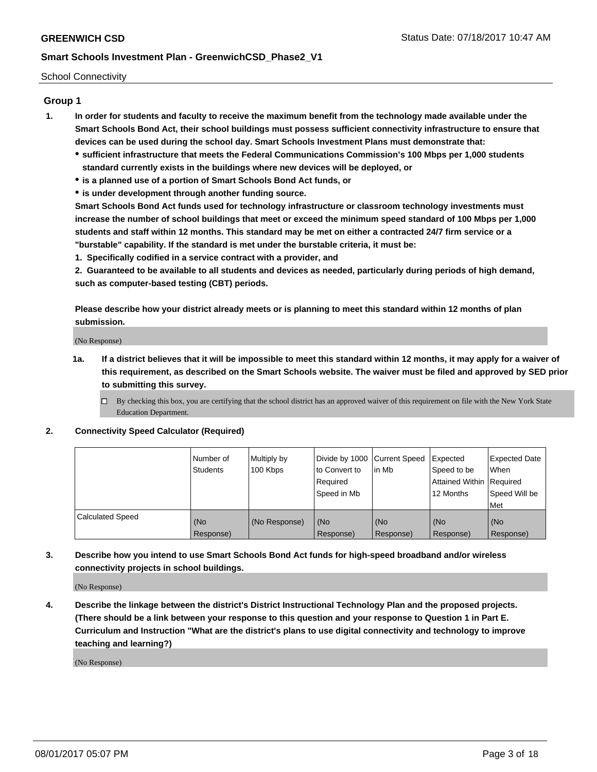School Connectivity

## Group 1

1. **In order for students and faculty to receive the maximum benefit from the technology made available under the Smart Schools Bond Act, their school buildings must possess sufficient connectivity infrastructure to ensure that devices can be used during the school day. Smart Schools Investment Plans must demonstrate that:**
   - **sufficient infrastructure that meets the Federal Communications Commission's 100 Mbps per 1,000 students standard currently exists in the buildings where new devices will be deployed, or**
   - **is a planned use of a portion of Smart Schools Bond Act funds, or**
   - **is under development through another funding source.**

   **Smart Schools Bond Act funds used for technology infrastructure or classroom technology investments must increase the number of school buildings that meet or exceed the minimum speed standard of 100 Mbps per 1,000 students and staff within 12 months. This standard may be met on either a contracted 24/7 firm service or a "burstable" capability. If the standard is met under the burstable criteria, it must be:**

   **1. Specifically codified in a service contract with a provider, and**

   **2. Guaranteed to be available to all students and devices as needed, particularly during periods of high demand, such as computer-based testing (CBT) periods.**

   **Please describe how your district already meets or is planning to meet this standard within 12 months of plan submission.**

   (No Response)

   **1a. If a district believes that it will be impossible to meet this standard within 12 months, it may apply for a waiver of this requirement, as described on the Smart Schools website. The waiver must be filed and approved by SED prior to submitting this survey.**

   ☐ By checking this box, you are certifying that the school district has an approved waiver of this requirement on file with the New York State Education Department.

2. **Connectivity Speed Calculator (Required)**

| | Number of Students | Multiply by 100 Kbps | Divide by 1000 to Convert to Required Speed in Mb | Current Speed in Mb | Expected Speed to be Attained Within 12 Months | Expected Date When Required Speed Will be Met |
|---|---|---|---|---|---|---|
| Calculated Speed | (No Response) | (No Response) | (No Response) | (No Response) | (No Response) | (No Response) |

3. **Describe how you intend to use Smart Schools Bond Act funds for high-speed broadband and/or wireless connectivity projects in school buildings.**

   (No Response)

4. **Describe the linkage between the district's District Instructional Technology Plan and the proposed projects. (There should be a link between your response to this question and your response to Question 1 in Part E. Curriculum and Instruction "What are the district's plans to use digital connectivity and technology to improve teaching and learning?)**

   (No Response)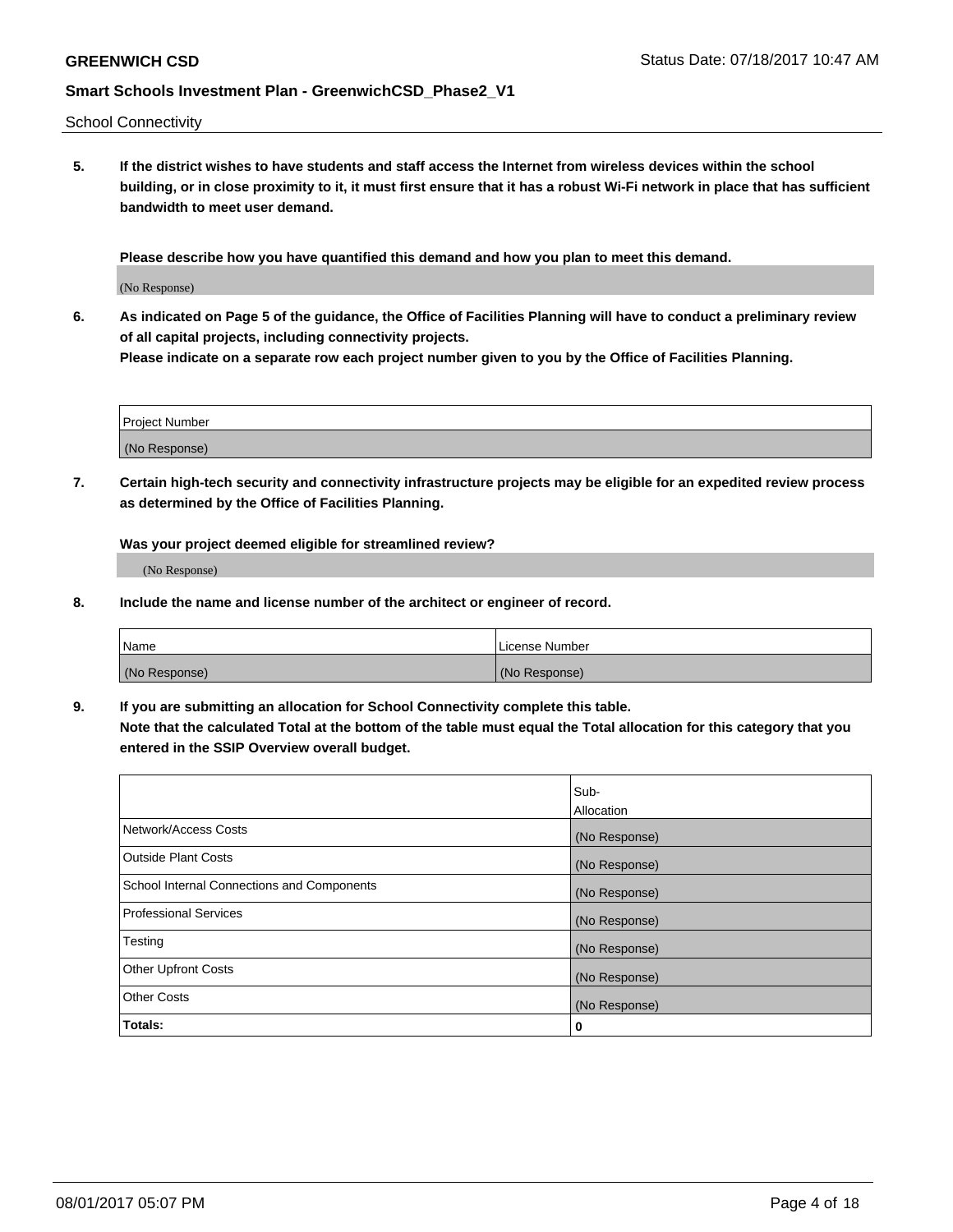School Connectivity

**5. If the district wishes to have students and staff access the Internet from wireless devices within the school building, or in close proximity to it, it must first ensure that it has a robust Wi-Fi network in place that has sufficient bandwidth to meet user demand.**

**Please describe how you have quantified this demand and how you plan to meet this demand.**

(No Response)

**6. As indicated on Page 5 of the guidance, the Office of Facilities Planning will have to conduct a preliminary review of all capital projects, including connectivity projects.**
**Please indicate on a separate row each project number given to you by the Office of Facilities Planning.**

| Project Number |
|---|
| (No Response) |

**7. Certain high-tech security and connectivity infrastructure projects may be eligible for an expedited review process as determined by the Office of Facilities Planning.**

**Was your project deemed eligible for streamlined review?**

(No Response)

**8. Include the name and license number of the architect or engineer of record.**

| Name | License Number |
|---|---|
| (No Response) | (No Response) |

**9. If you are submitting an allocation for School Connectivity complete this table.**
**Note that the calculated Total at the bottom of the table must equal the Total allocation for this category that you entered in the SSIP Overview overall budget.**

| | Sub-Allocation |
|---|---|
| Network/Access Costs | (No Response) |
| Outside Plant Costs | (No Response) |
| School Internal Connections and Components | (No Response) |
| Professional Services | (No Response) |
| Testing | (No Response) |
| Other Upfront Costs | (No Response) |
| Other Costs | (No Response) |
| **Totals:** | **0** |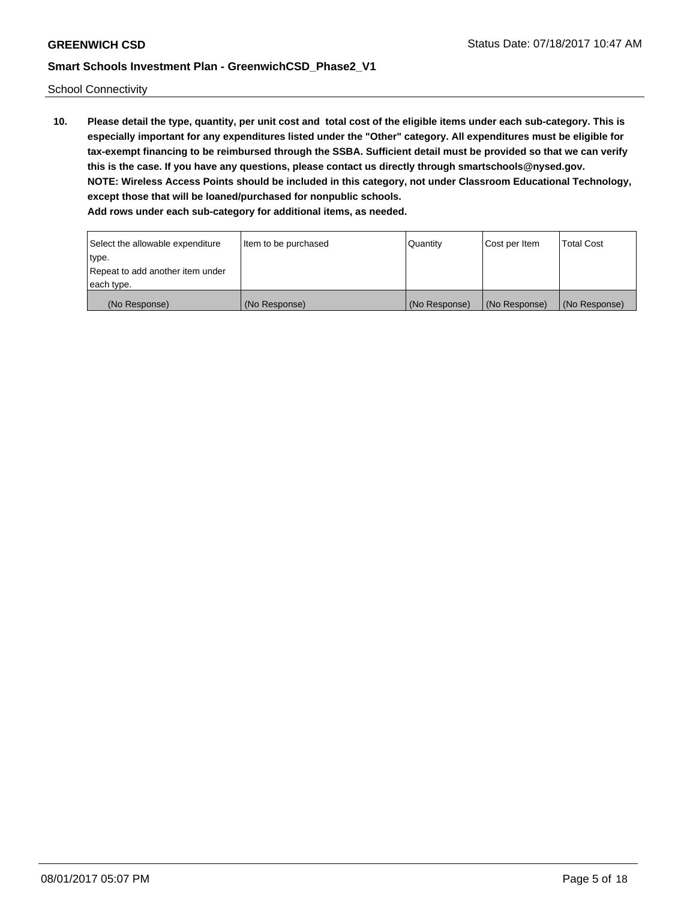School Connectivity

10. **Please detail the type, quantity, per unit cost and total cost of the eligible items under each sub-category. This is especially important for any expenditures listed under the "Other" category. All expenditures must be eligible for tax-exempt financing to be reimbursed through the SSBA. Sufficient detail must be provided so that we can verify this is the case. If you have any questions, please contact us directly through smartschools@nysed.gov.**
**NOTE: Wireless Access Points should be included in this category, not under Classroom Educational Technology, except those that will be loaned/purchased for nonpublic schools.**
**Add rows under each sub-category for additional items, as needed.**

| Select the allowable expenditure type. Repeat to add another item under each type. | Item to be purchased | Quantity | Cost per Item | Total Cost |
|---|---|---|---|---|
| (No Response) | (No Response) | (No Response) | (No Response) | (No Response) |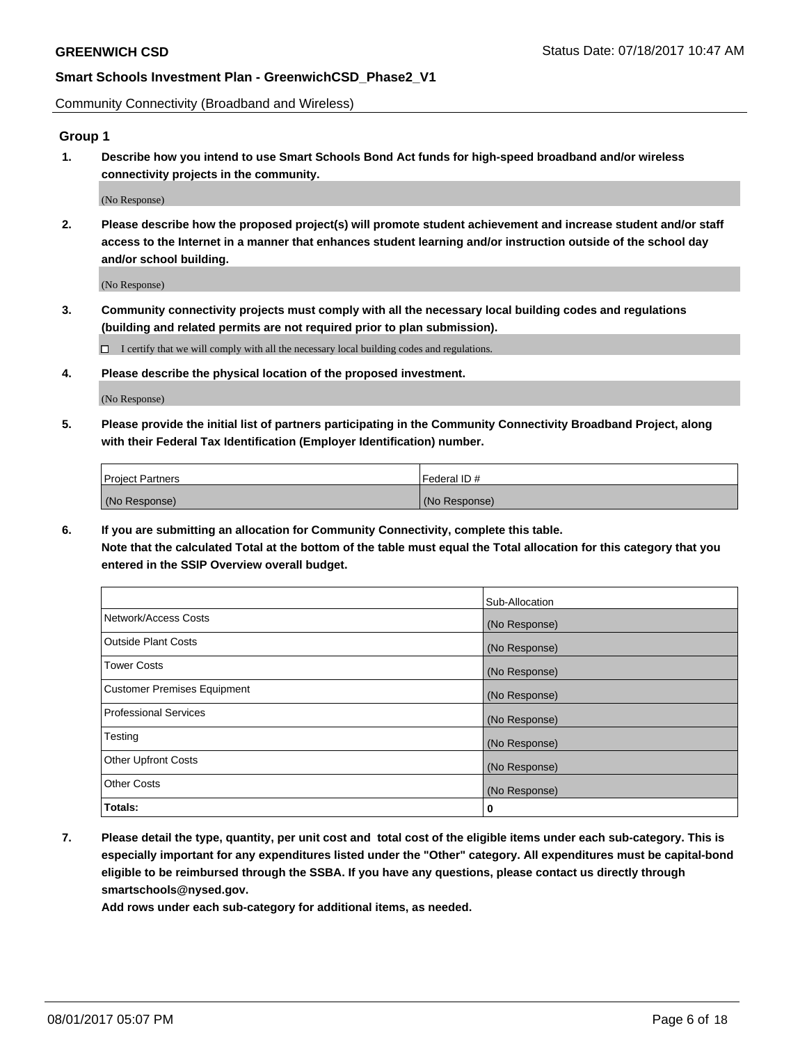Community Connectivity (Broadband and Wireless)

## Group 1

**1. Describe how you intend to use Smart Schools Bond Act funds for high-speed broadband and/or wireless connectivity projects in the community.**

(No Response)

**2. Please describe how the proposed project(s) will promote student achievement and increase student and/or staff access to the Internet in a manner that enhances student learning and/or instruction outside of the school day and/or school building.**

(No Response)

**3. Community connectivity projects must comply with all the necessary local building codes and regulations (building and related permits are not required prior to plan submission).**

☐ I certify that we will comply with all the necessary local building codes and regulations.

**4. Please describe the physical location of the proposed investment.**

(No Response)

**5. Please provide the initial list of partners participating in the Community Connectivity Broadband Project, along with their Federal Tax Identification (Employer Identification) number.**

| Project Partners | Federal ID # |
|---|---|
| (No Response) | (No Response) |

**6. If you are submitting an allocation for Community Connectivity, complete this table. Note that the calculated Total at the bottom of the table must equal the Total allocation for this category that you entered in the SSIP Overview overall budget.**

| | Sub-Allocation |
|---|---|
| Network/Access Costs | (No Response) |
| Outside Plant Costs | (No Response) |
| Tower Costs | (No Response) |
| Customer Premises Equipment | (No Response) |
| Professional Services | (No Response) |
| Testing | (No Response) |
| Other Upfront Costs | (No Response) |
| Other Costs | (No Response) |
| **Totals:** | **0** |

**7. Please detail the type, quantity, per unit cost and total cost of the eligible items under each sub-category. This is especially important for any expenditures listed under the "Other" category. All expenditures must be capital-bond eligible to be reimbursed through the SSBA. If you have any questions, please contact us directly through smartschools@nysed.gov.**

**Add rows under each sub-category for additional items, as needed.**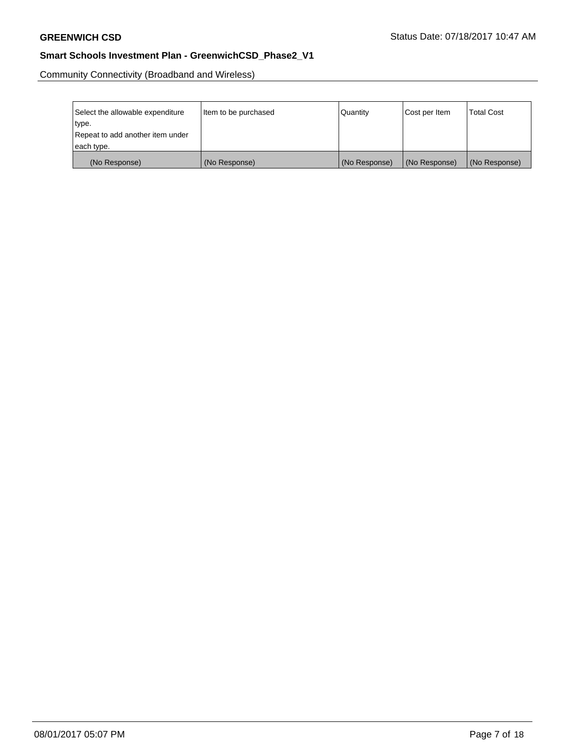Community Connectivity (Broadband and Wireless)

| Select the allowable expenditure type. Repeat to add another item under each type. | Item to be purchased | Quantity | Cost per Item | Total Cost |
|---|---|---|---|---|
| (No Response) | (No Response) | (No Response) | (No Response) | (No Response) |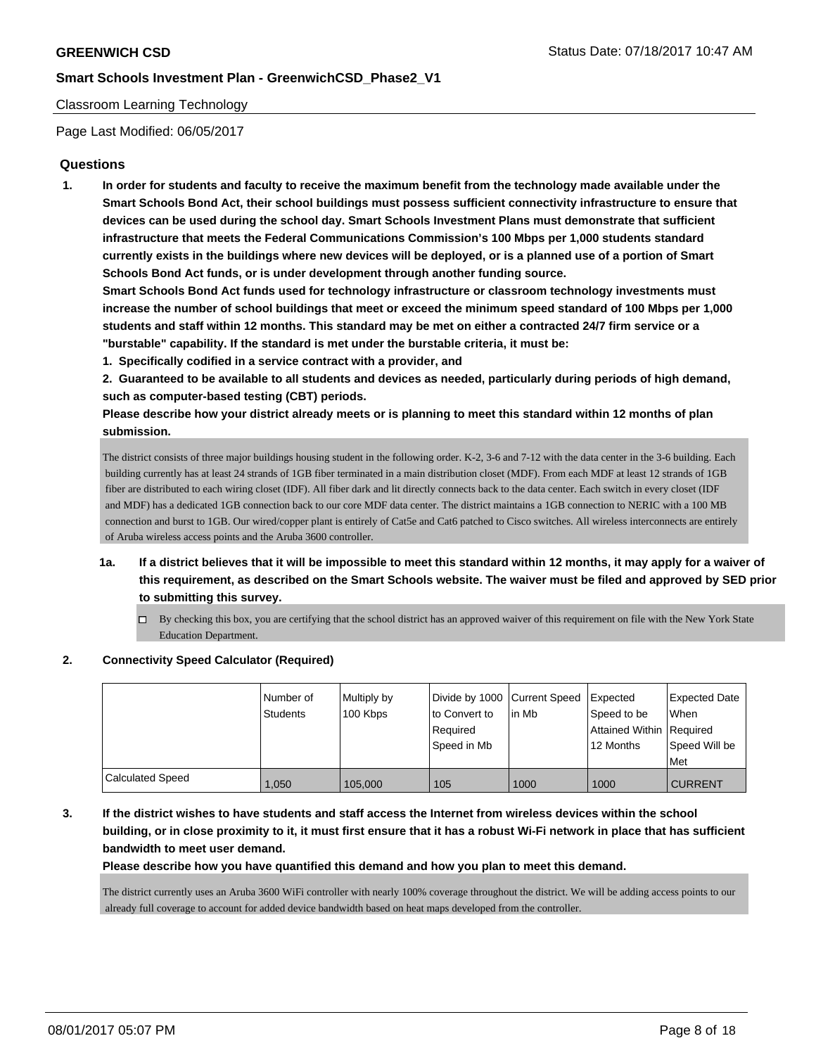Classroom Learning Technology

Page Last Modified: 06/05/2017

## Questions

1. **In order for students and faculty to receive the maximum benefit from the technology made available under the Smart Schools Bond Act, their school buildings must possess sufficient connectivity infrastructure to ensure that devices can be used during the school day. Smart Schools Investment Plans must demonstrate that sufficient infrastructure that meets the Federal Communications Commission's 100 Mbps per 1,000 students standard currently exists in the buildings where new devices will be deployed, or is a planned use of a portion of Smart Schools Bond Act funds, or is under development through another funding source.**
   **Smart Schools Bond Act funds used for technology infrastructure or classroom technology investments must increase the number of school buildings that meet or exceed the minimum speed standard of 100 Mbps per 1,000 students and staff within 12 months. This standard may be met on either a contracted 24/7 firm service or a "burstable" capability. If the standard is met under the burstable criteria, it must be:**
   **1. Specifically codified in a service contract with a provider, and**
   **2. Guaranteed to be available to all students and devices as needed, particularly during periods of high demand, such as computer-based testing (CBT) periods.**
   **Please describe how your district already meets or is planning to meet this standard within 12 months of plan submission.**

   The district consists of three major buildings housing student in the following order. K-2, 3-6 and 7-12 with the data center in the 3-6 building. Each building currently has at least 24 strands of 1GB fiber terminated in a main distribution closet (MDF). From each MDF at least 12 strands of 1GB fiber are distributed to each wiring closet (IDF). All fiber dark and lit directly connects back to the data center. Each switch in every closet (IDF and MDF) has a dedicated 1GB connection back to our core MDF data center. The district maintains a 1GB connection to NERIC with a 100 MB connection and burst to 1GB. Our wired/copper plant is entirely of Cat5e and Cat6 patched to Cisco switches. All wireless interconnects are entirely of Aruba wireless access points and the Aruba 3600 controller.

   1a. **If a district believes that it will be impossible to meet this standard within 12 months, it may apply for a waiver of this requirement, as described on the Smart Schools website. The waiver must be filed and approved by SED prior to submitting this survey.**

   - ☐ By checking this box, you are certifying that the school district has an approved waiver of this requirement on file with the New York State Education Department.

2. **Connectivity Speed Calculator (Required)**

| | Number of Students | Multiply by 100 Kbps | Divide by 1000 to Convert to Required Speed in Mb | Current Speed in Mb | Expected Speed to be Attained Within 12 Months | Expected Date When Required Speed Will be Met |
|---|---|---|---|---|---|---|
| Calculated Speed | 1,050 | 105,000 | 105 | 1000 | 1000 | CURRENT |

3. **If the district wishes to have students and staff access the Internet from wireless devices within the school building, or in close proximity to it, it must first ensure that it has a robust Wi-Fi network in place that has sufficient bandwidth to meet user demand.**
   **Please describe how you have quantified this demand and how you plan to meet this demand.**

   The district currently uses an Aruba 3600 WiFi controller with nearly 100% coverage throughout the district. We will be adding access points to our already full coverage to account for added device bandwidth based on heat maps developed from the controller.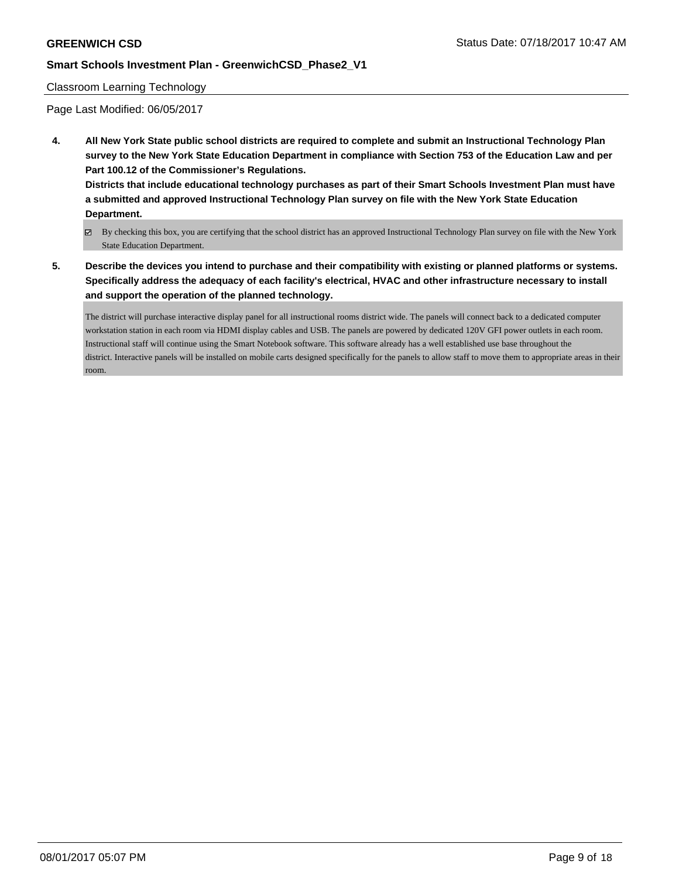Classroom Learning Technology

Page Last Modified: 06/05/2017

**4. All New York State public school districts are required to complete and submit an Instructional Technology Plan survey to the New York State Education Department in compliance with Section 753 of the Education Law and per Part 100.12 of the Commissioner's Regulations.**

**Districts that include educational technology purchases as part of their Smart Schools Investment Plan must have a submitted and approved Instructional Technology Plan survey on file with the New York State Education Department.**

☑ By checking this box, you are certifying that the school district has an approved Instructional Technology Plan survey on file with the New York State Education Department.

**5. Describe the devices you intend to purchase and their compatibility with existing or planned platforms or systems. Specifically address the adequacy of each facility's electrical, HVAC and other infrastructure necessary to install and support the operation of the planned technology.**

The district will purchase interactive display panel for all instructional rooms district wide. The panels will connect back to a dedicated computer workstation station in each room via HDMI display cables and USB. The panels are powered by dedicated 120V GFI power outlets in each room. Instructional staff will continue using the Smart Notebook software. This software already has a well established use base throughout the district. Interactive panels will be installed on mobile carts designed specifically for the panels to allow staff to move them to appropriate areas in their room.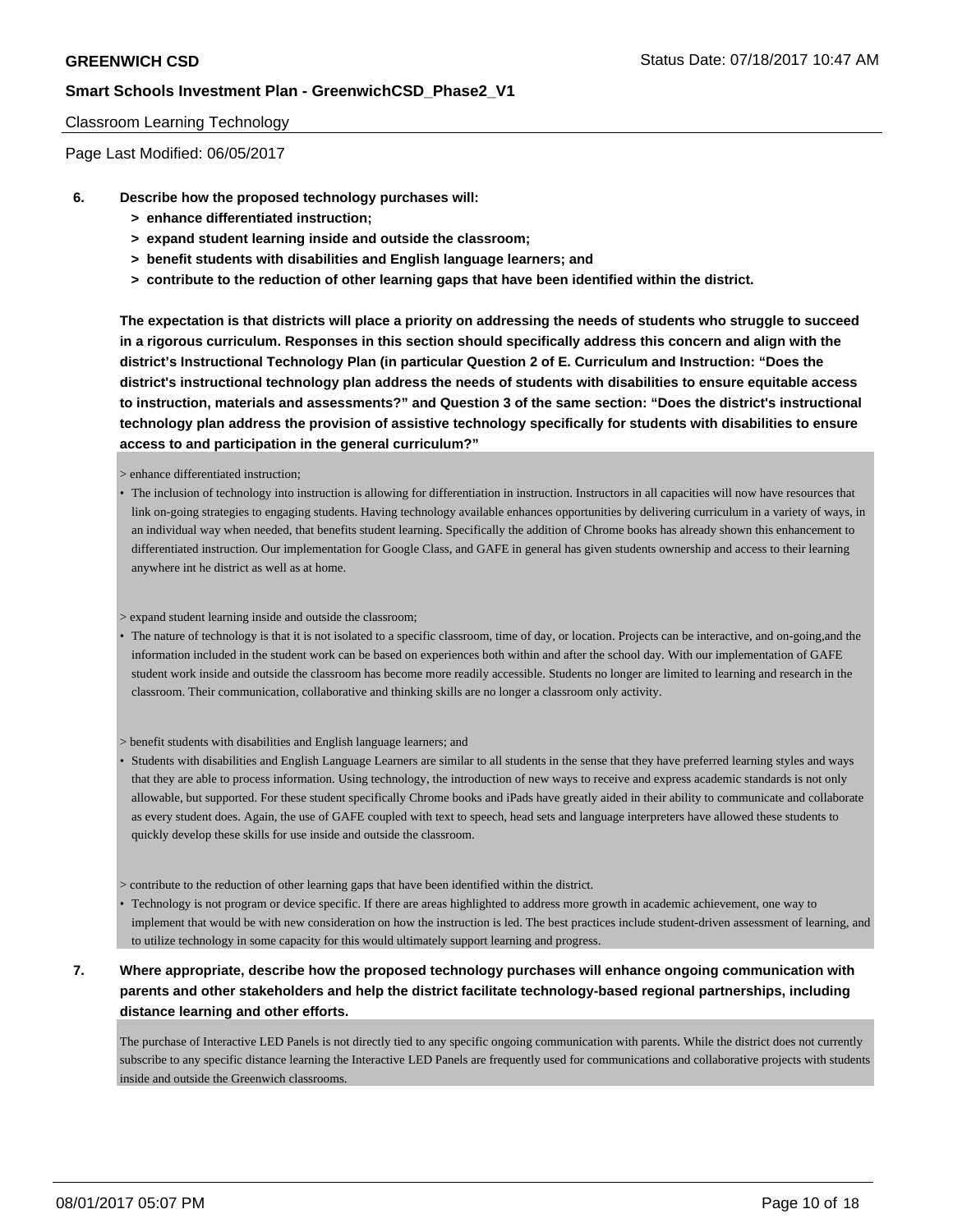Classroom Learning Technology

Page Last Modified: 06/05/2017

**6. Describe how the proposed technology purchases will:**
**> enhance differentiated instruction;**
**> expand student learning inside and outside the classroom;**
**> benefit students with disabilities and English language learners; and**
**> contribute to the reduction of other learning gaps that have been identified within the district.**

**The expectation is that districts will place a priority on addressing the needs of students who struggle to succeed in a rigorous curriculum. Responses in this section should specifically address this concern and align with the district's Instructional Technology Plan (in particular Question 2 of E. Curriculum and Instruction: "Does the district's instructional technology plan address the needs of students with disabilities to ensure equitable access to instruction, materials and assessments?" and Question 3 of the same section: "Does the district's instructional technology plan address the provision of assistive technology specifically for students with disabilities to ensure access to and participation in the general curriculum?"**

> enhance differentiated instruction;

- The inclusion of technology into instruction is allowing for differentiation in instruction. Instructors in all capacities will now have resources that link on-going strategies to engaging students. Having technology available enhances opportunities by delivering curriculum in a variety of ways, in an individual way when needed, that benefits student learning. Specifically the addition of Chrome books has already shown this enhancement to differentiated instruction. Our implementation for Google Class, and GAFE in general has given students ownership and access to their learning anywhere int he district as well as at home.

> expand student learning inside and outside the classroom;

- The nature of technology is that it is not isolated to a specific classroom, time of day, or location. Projects can be interactive, and on-going,and the information included in the student work can be based on experiences both within and after the school day. With our implementation of GAFE student work inside and outside the classroom has become more readily accessible. Students no longer are limited to learning and research in the classroom. Their communication, collaborative and thinking skills are no longer a classroom only activity.

> benefit students with disabilities and English language learners; and

- Students with disabilities and English Language Learners are similar to all students in the sense that they have preferred learning styles and ways that they are able to process information. Using technology, the introduction of new ways to receive and express academic standards is not only allowable, but supported. For these student specifically Chrome books and iPads have greatly aided in their ability to communicate and collaborate as every student does. Again, the use of GAFE coupled with text to speech, head sets and language interpreters have allowed these students to quickly develop these skills for use inside and outside the classroom.

> contribute to the reduction of other learning gaps that have been identified within the district.

- Technology is not program or device specific. If there are areas highlighted to address more growth in academic achievement, one way to implement that would be with new consideration on how the instruction is led. The best practices include student-driven assessment of learning, and to utilize technology in some capacity for this would ultimately support learning and progress.

**7. Where appropriate, describe how the proposed technology purchases will enhance ongoing communication with parents and other stakeholders and help the district facilitate technology-based regional partnerships, including distance learning and other efforts.**

The purchase of Interactive LED Panels is not directly tied to any specific ongoing communication with parents. While the district does not currently subscribe to any specific distance learning the Interactive LED Panels are frequently used for communications and collaborative projects with students inside and outside the Greenwich classrooms.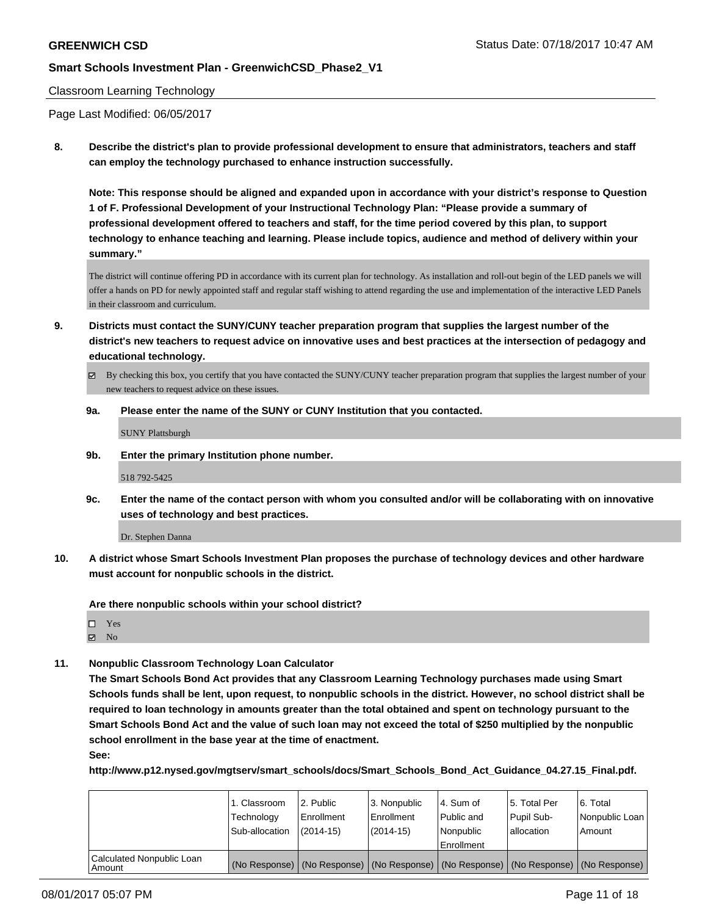Classroom Learning Technology

Page Last Modified: 06/05/2017

**8. Describe the district's plan to provide professional development to ensure that administrators, teachers and staff can employ the technology purchased to enhance instruction successfully.**

**Note: This response should be aligned and expanded upon in accordance with your district's response to Question 1 of F. Professional Development of your Instructional Technology Plan: "Please provide a summary of professional development offered to teachers and staff, for the time period covered by this plan, to support technology to enhance teaching and learning. Please include topics, audience and method of delivery within your summary."**

The district will continue offering PD in accordance with its current plan for technology. As installation and roll-out begin of the LED panels we will offer a hands on PD for newly appointed staff and regular staff wishing to attend regarding the use and implementation of the interactive LED Panels in their classroom and curriculum.

**9. Districts must contact the SUNY/CUNY teacher preparation program that supplies the largest number of the district's new teachers to request advice on innovative uses and best practices at the intersection of pedagogy and educational technology.**

☑ By checking this box, you certify that you have contacted the SUNY/CUNY teacher preparation program that supplies the largest number of your new teachers to request advice on these issues.

**9a. Please enter the name of the SUNY or CUNY Institution that you contacted.**

SUNY Plattsburgh

**9b. Enter the primary Institution phone number.**

518 792-5425

**9c. Enter the name of the contact person with whom you consulted and/or will be collaborating with on innovative uses of technology and best practices.**

Dr. Stephen Danna

**10. A district whose Smart Schools Investment Plan proposes the purchase of technology devices and other hardware must account for nonpublic schools in the district.**

**Are there nonpublic schools within your school district?**

☐ Yes
☑ No

**11. Nonpublic Classroom Technology Loan Calculator**

**The Smart Schools Bond Act provides that any Classroom Learning Technology purchases made using Smart Schools funds shall be lent, upon request, to nonpublic schools in the district. However, no school district shall be required to loan technology in amounts greater than the total obtained and spent on technology pursuant to the Smart Schools Bond Act and the value of such loan may not exceed the total of $250 multiplied by the nonpublic school enrollment in the base year at the time of enactment.**

**See:**

**http://www.p12.nysed.gov/mgtserv/smart_schools/docs/Smart_Schools_Bond_Act_Guidance_04.27.15_Final.pdf.**

| | 1. Classroom Technology Sub-allocation | 2. Public Enrollment (2014-15) | 3. Nonpublic Enrollment (2014-15) | 4. Sum of Public and Nonpublic Enrollment | 5. Total Per Pupil Sub-allocation | 6. Total Nonpublic Loan Amount |
|---|---|---|---|---|---|---|
| Calculated Nonpublic Loan Amount | (No Response) | (No Response) | (No Response) | (No Response) | (No Response) | (No Response) |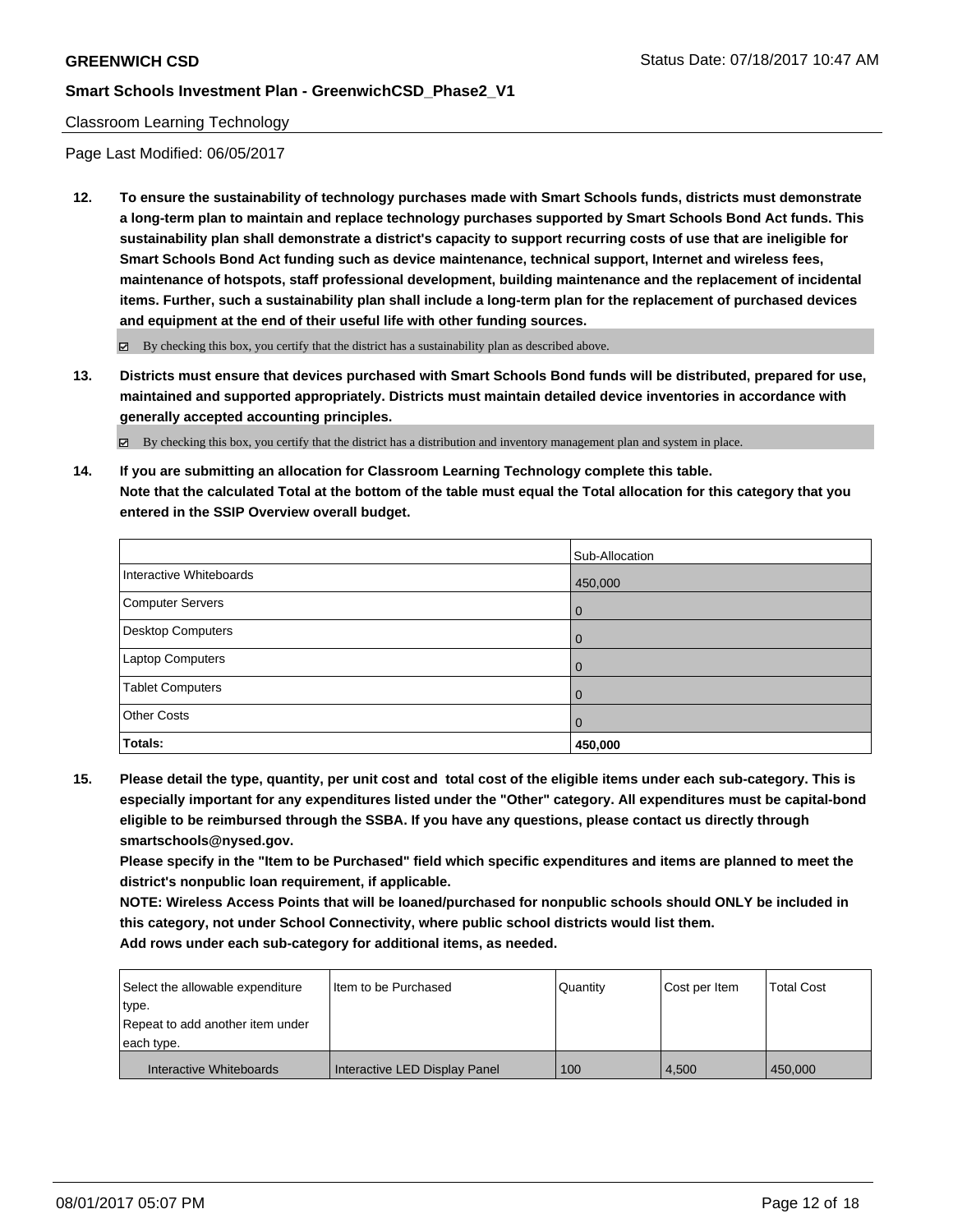Classroom Learning Technology

Page Last Modified: 06/05/2017

**12. To ensure the sustainability of technology purchases made with Smart Schools funds, districts must demonstrate a long-term plan to maintain and replace technology purchases supported by Smart Schools Bond Act funds. This sustainability plan shall demonstrate a district's capacity to support recurring costs of use that are ineligible for Smart Schools Bond Act funding such as device maintenance, technical support, Internet and wireless fees, maintenance of hotspots, staff professional development, building maintenance and the replacement of incidental items. Further, such a sustainability plan shall include a long-term plan for the replacement of purchased devices and equipment at the end of their useful life with other funding sources.**

☑ By checking this box, you certify that the district has a sustainability plan as described above.

**13. Districts must ensure that devices purchased with Smart Schools Bond funds will be distributed, prepared for use, maintained and supported appropriately. Districts must maintain detailed device inventories in accordance with generally accepted accounting principles.**

☑ By checking this box, you certify that the district has a distribution and inventory management plan and system in place.

**14. If you are submitting an allocation for Classroom Learning Technology complete this table. Note that the calculated Total at the bottom of the table must equal the Total allocation for this category that you entered in the SSIP Overview overall budget.**

| | Sub-Allocation |
|---|---|
| Interactive Whiteboards | 450,000 |
| Computer Servers | 0 |
| Desktop Computers | 0 |
| Laptop Computers | 0 |
| Tablet Computers | 0 |
| Other Costs | 0 |
| **Totals:** | **450,000** |

**15. Please detail the type, quantity, per unit cost and total cost of the eligible items under each sub-category. This is especially important for any expenditures listed under the "Other" category. All expenditures must be capital-bond eligible to be reimbursed through the SSBA. If you have any questions, please contact us directly through smartschools@nysed.gov.**
**Please specify in the "Item to be Purchased" field which specific expenditures and items are planned to meet the district's nonpublic loan requirement, if applicable.**
**NOTE: Wireless Access Points that will be loaned/purchased for nonpublic schools should ONLY be included in this category, not under School Connectivity, where public school districts would list them.**
**Add rows under each sub-category for additional items, as needed.**

| Select the allowable expenditure type. Repeat to add another item under each type. | Item to be Purchased | Quantity | Cost per Item | Total Cost |
|---|---|---|---|---|
| Interactive Whiteboards | Interactive LED Display Panel | 100 | 4,500 | 450,000 |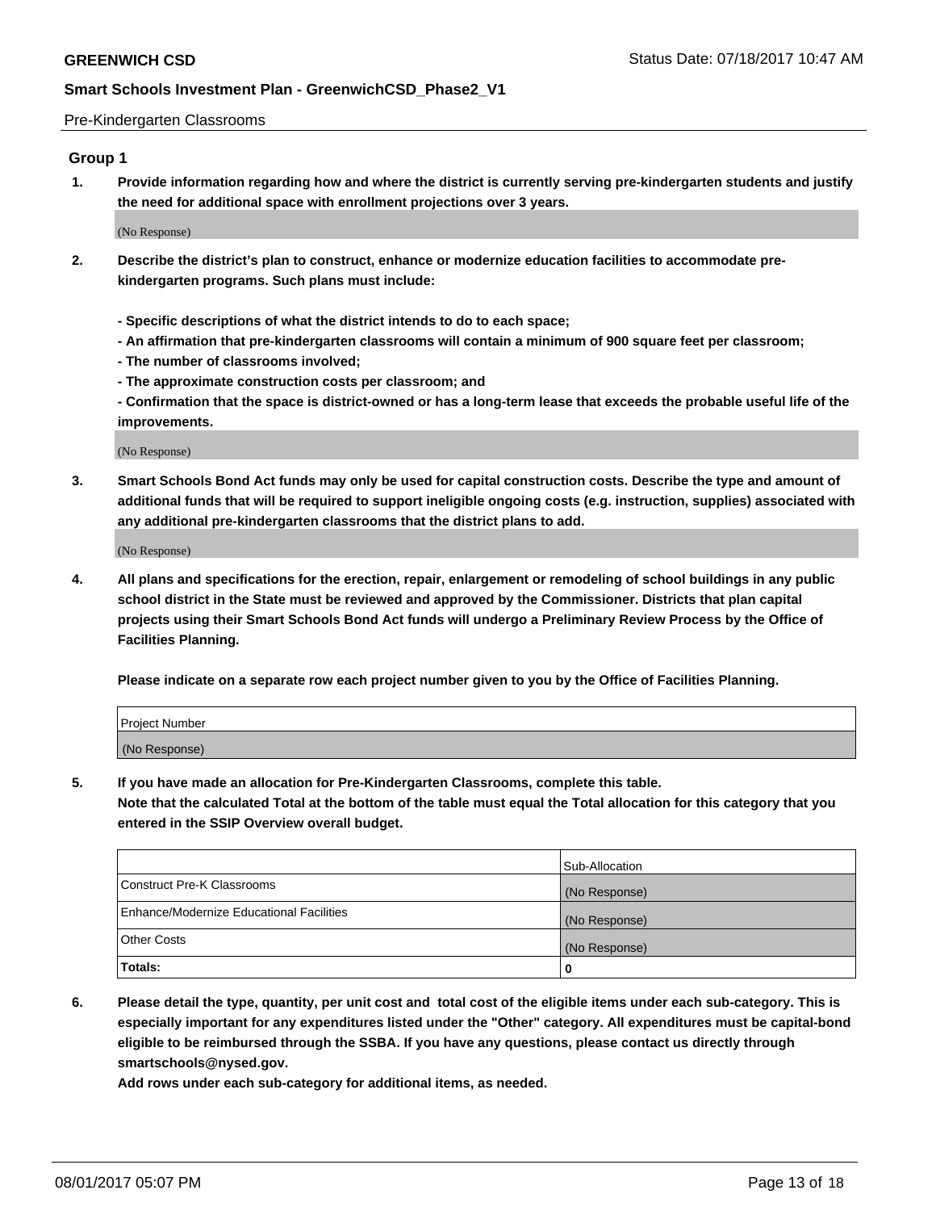Pre-Kindergarten Classrooms

## Group 1

1. **Provide information regarding how and where the district is currently serving pre-kindergarten students and justify the need for additional space with enrollment projections over 3 years.**

(No Response)

2. **Describe the district's plan to construct, enhance or modernize education facilities to accommodate pre-kindergarten programs. Such plans must include:**

   **- Specific descriptions of what the district intends to do to each space;**
   **- An affirmation that pre-kindergarten classrooms will contain a minimum of 900 square feet per classroom;**
   **- The number of classrooms involved;**
   **- The approximate construction costs per classroom; and**
   **- Confirmation that the space is district-owned or has a long-term lease that exceeds the probable useful life of the improvements.**

(No Response)

3. **Smart Schools Bond Act funds may only be used for capital construction costs. Describe the type and amount of additional funds that will be required to support ineligible ongoing costs (e.g. instruction, supplies) associated with any additional pre-kindergarten classrooms that the district plans to add.**

(No Response)

4. **All plans and specifications for the erection, repair, enlargement or remodeling of school buildings in any public school district in the State must be reviewed and approved by the Commissioner. Districts that plan capital projects using their Smart Schools Bond Act funds will undergo a Preliminary Review Process by the Office of Facilities Planning.**

   **Please indicate on a separate row each project number given to you by the Office of Facilities Planning.**

| Project Number |
|---|
| (No Response) |

5. **If you have made an allocation for Pre-Kindergarten Classrooms, complete this table.**
   **Note that the calculated Total at the bottom of the table must equal the Total allocation for this category that you entered in the SSIP Overview overall budget.**

| | Sub-Allocation |
|---|---|
| Construct Pre-K Classrooms | (No Response) |
| Enhance/Modernize Educational Facilities | (No Response) |
| Other Costs | (No Response) |
| **Totals:** | **0** |

6. **Please detail the type, quantity, per unit cost and total cost of the eligible items under each sub-category. This is especially important for any expenditures listed under the "Other" category. All expenditures must be capital-bond eligible to be reimbursed through the SSBA. If you have any questions, please contact us directly through smartschools@nysed.gov.**
   **Add rows under each sub-category for additional items, as needed.**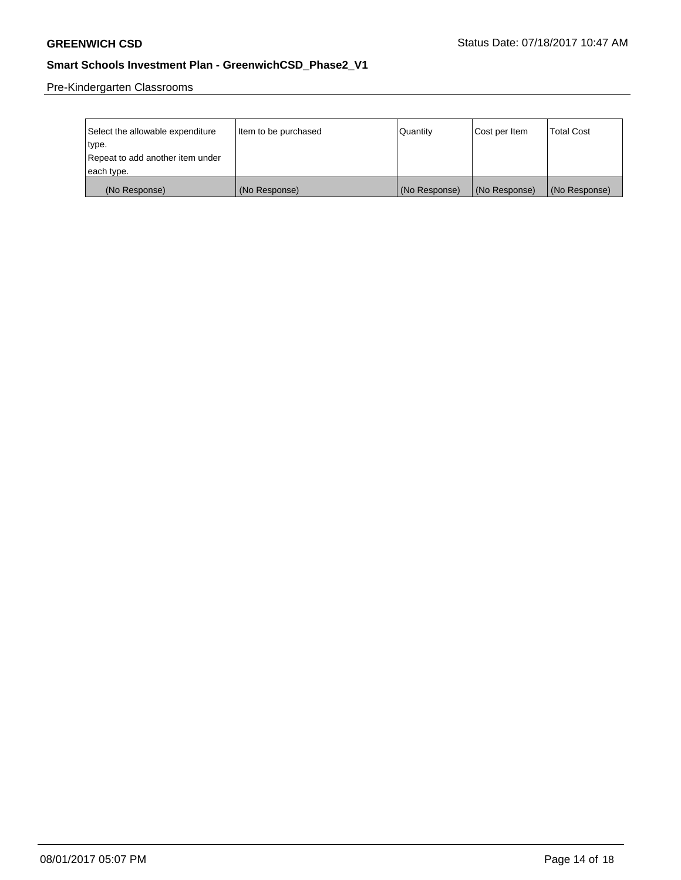Pre-Kindergarten Classrooms

| Select the allowable expenditure type.<br>Repeat to add another item under each type. | Item to be purchased | Quantity | Cost per Item | Total Cost |
|---|---|---|---|---|
| (No Response) | (No Response) | (No Response) | (No Response) | (No Response) |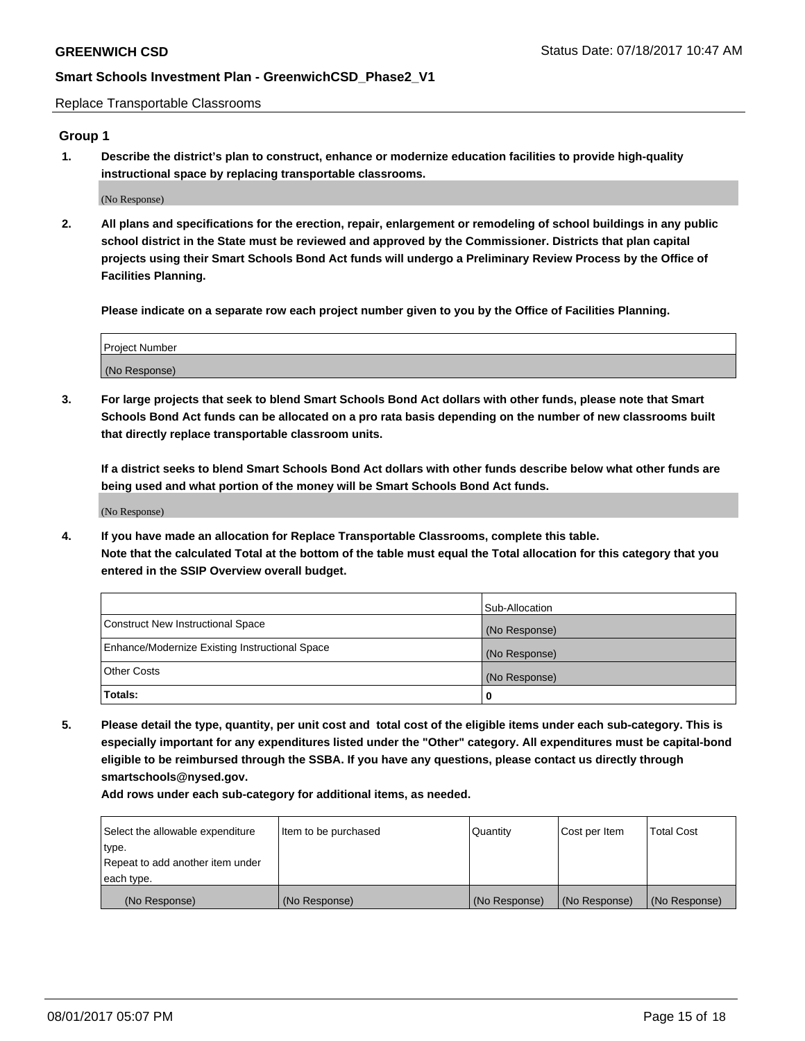Replace Transportable Classrooms

## Group 1

**1. Describe the district's plan to construct, enhance or modernize education facilities to provide high-quality instructional space by replacing transportable classrooms.**

(No Response)

**2. All plans and specifications for the erection, repair, enlargement or remodeling of school buildings in any public school district in the State must be reviewed and approved by the Commissioner. Districts that plan capital projects using their Smart Schools Bond Act funds will undergo a Preliminary Review Process by the Office of Facilities Planning.**

**Please indicate on a separate row each project number given to you by the Office of Facilities Planning.**

| Project Number |
| --- |
| (No Response) |

**3. For large projects that seek to blend Smart Schools Bond Act dollars with other funds, please note that Smart Schools Bond Act funds can be allocated on a pro rata basis depending on the number of new classrooms built that directly replace transportable classroom units.**

**If a district seeks to blend Smart Schools Bond Act dollars with other funds describe below what other funds are being used and what portion of the money will be Smart Schools Bond Act funds.**

(No Response)

**4. If you have made an allocation for Replace Transportable Classrooms, complete this table. Note that the calculated Total at the bottom of the table must equal the Total allocation for this category that you entered in the SSIP Overview overall budget.**

| | Sub-Allocation |
| --- | --- |
| Construct New Instructional Space | (No Response) |
| Enhance/Modernize Existing Instructional Space | (No Response) |
| Other Costs | (No Response) |
| **Totals:** | **0** |

**5. Please detail the type, quantity, per unit cost and total cost of the eligible items under each sub-category. This is especially important for any expenditures listed under the "Other" category. All expenditures must be capital-bond eligible to be reimbursed through the SSBA. If you have any questions, please contact us directly through smartschools@nysed.gov.**

**Add rows under each sub-category for additional items, as needed.**

| Select the allowable expenditure type. Repeat to add another item under each type. | Item to be purchased | Quantity | Cost per Item | Total Cost |
| --- | --- | --- | --- | --- |
| (No Response) | (No Response) | (No Response) | (No Response) | (No Response) |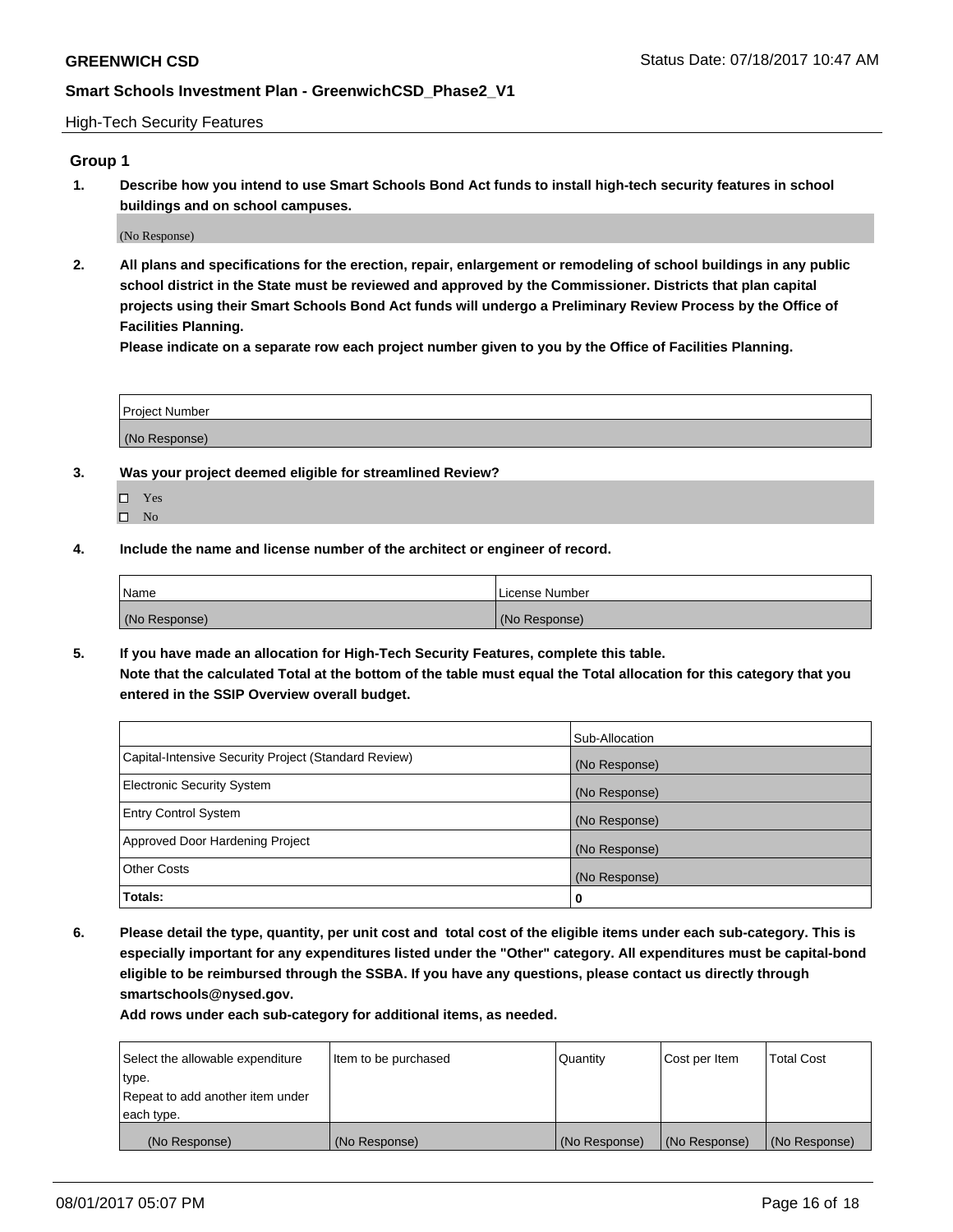High-Tech Security Features

## Group 1

**1. Describe how you intend to use Smart Schools Bond Act funds to install high-tech security features in school buildings and on school campuses.**

(No Response)

**2. All plans and specifications for the erection, repair, enlargement or remodeling of school buildings in any public school district in the State must be reviewed and approved by the Commissioner. Districts that plan capital projects using their Smart Schools Bond Act funds will undergo a Preliminary Review Process by the Office of Facilities Planning.**

**Please indicate on a separate row each project number given to you by the Office of Facilities Planning.**

| Project Number |
| --- |
| (No Response) |

**3. Was your project deemed eligible for streamlined Review?**

- ☐ Yes
- ☐ No

**4. Include the name and license number of the architect or engineer of record.**

| Name | License Number |
| --- | --- |
| (No Response) | (No Response) |

**5. If you have made an allocation for High-Tech Security Features, complete this table.**
**Note that the calculated Total at the bottom of the table must equal the Total allocation for this category that you entered in the SSIP Overview overall budget.**

| | Sub-Allocation |
| --- | --- |
| Capital-Intensive Security Project (Standard Review) | (No Response) |
| Electronic Security System | (No Response) |
| Entry Control System | (No Response) |
| Approved Door Hardening Project | (No Response) |
| Other Costs | (No Response) |
| **Totals:** | **0** |

**6. Please detail the type, quantity, per unit cost and total cost of the eligible items under each sub-category. This is especially important for any expenditures listed under the "Other" category. All expenditures must be capital-bond eligible to be reimbursed through the SSBA. If you have any questions, please contact us directly through smartschools@nysed.gov.**

**Add rows under each sub-category for additional items, as needed.**

| Select the allowable expenditure type. Repeat to add another item under each type. | Item to be purchased | Quantity | Cost per Item | Total Cost |
| --- | --- | --- | --- | --- |
| (No Response) | (No Response) | (No Response) | (No Response) | (No Response) |